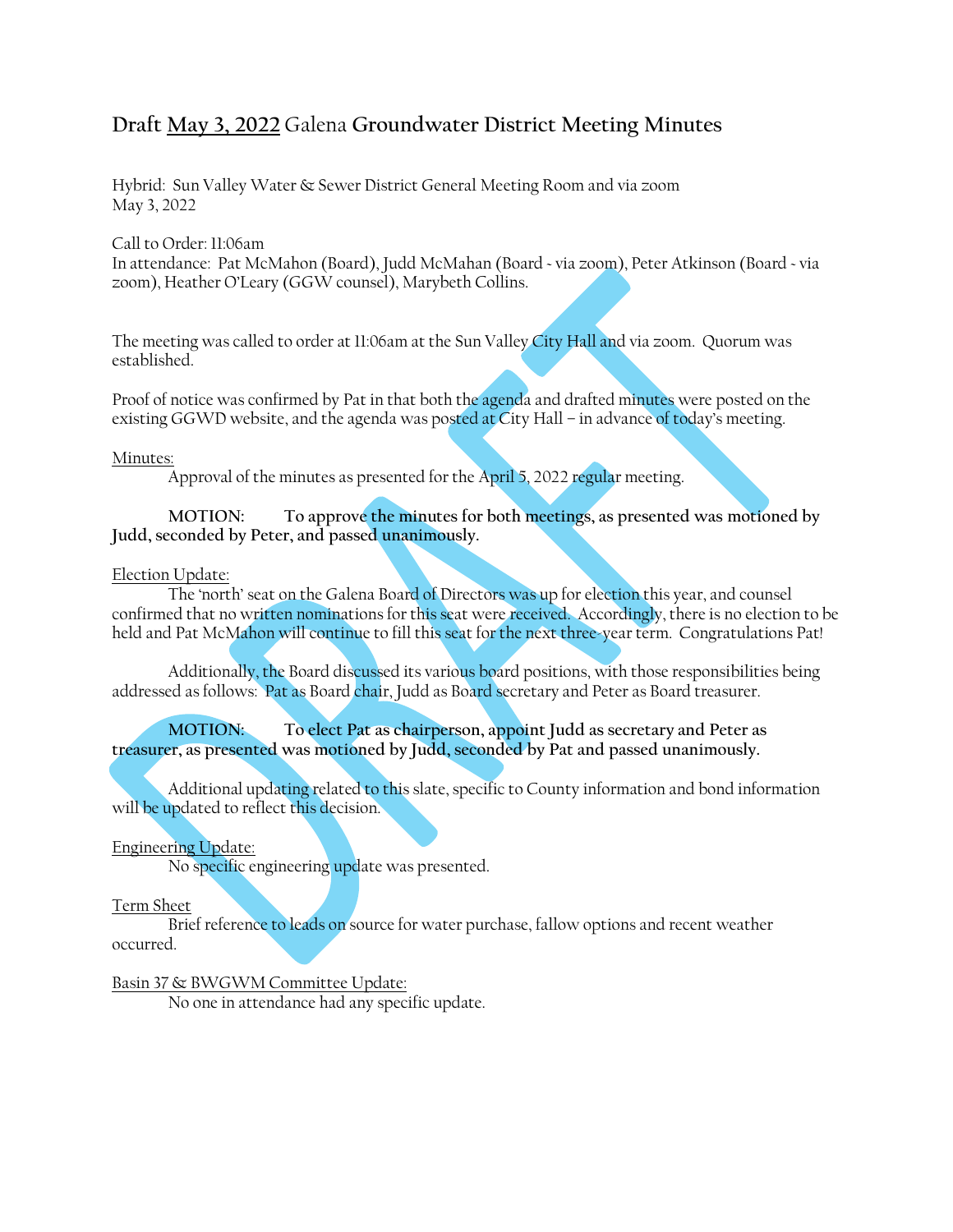# **Draft** <u>May 3, 2022</u> Galena **Groundwater District Meeting Minutes**

Hybrid: Sun Valley Water & Sewer District General Meeting Room and via zoom
May 3, 2022

Call to Order: 11:06am
In attendance: Pat McMahon (Board), Judd McMahan (Board - via zoom), Peter Atkinson (Board - via zoom), Heather O'Leary (GGW counsel), Marybeth Collins.

The meeting was called to order at 11:06am at the Sun Valley City Hall and via zoom. Quorum was established.

Proof of notice was confirmed by Pat in that both the agenda and drafted minutes were posted on the existing GGWD website, and the agenda was posted at City Hall – in advance of today's meeting.

<u>Minutes:</u>

Approval of the minutes as presented for the April 5, 2022 regular meeting.

**MOTION: To approve the minutes for both meetings, as presented was motioned by Judd, seconded by Peter, and passed unanimously.**

<u>Election Update:</u>

The 'north' seat on the Galena Board of Directors was up for election this year, and counsel confirmed that no written nominations for this seat were received. Accordingly, there is no election to be held and Pat McMahon will continue to fill this seat for the next three-year term. Congratulations Pat!

Additionally, the Board discussed its various board positions, with those responsibilities being addressed as follows: Pat as Board chair, Judd as Board secretary and Peter as Board treasurer.

**MOTION: To elect Pat as chairperson, appoint Judd as secretary and Peter as treasurer, as presented was motioned by Judd, seconded by Pat and passed unanimously.**

Additional updating related to this slate, specific to County information and bond information will be updated to reflect this decision.

<u>Engineering Update:</u>

No specific engineering update was presented.

<u>Term Sheet</u>

Brief reference to leads on source for water purchase, fallow options and recent weather occurred.

<u>Basin 37 & BWGWM Committee Update:</u>

No one in attendance had any specific update.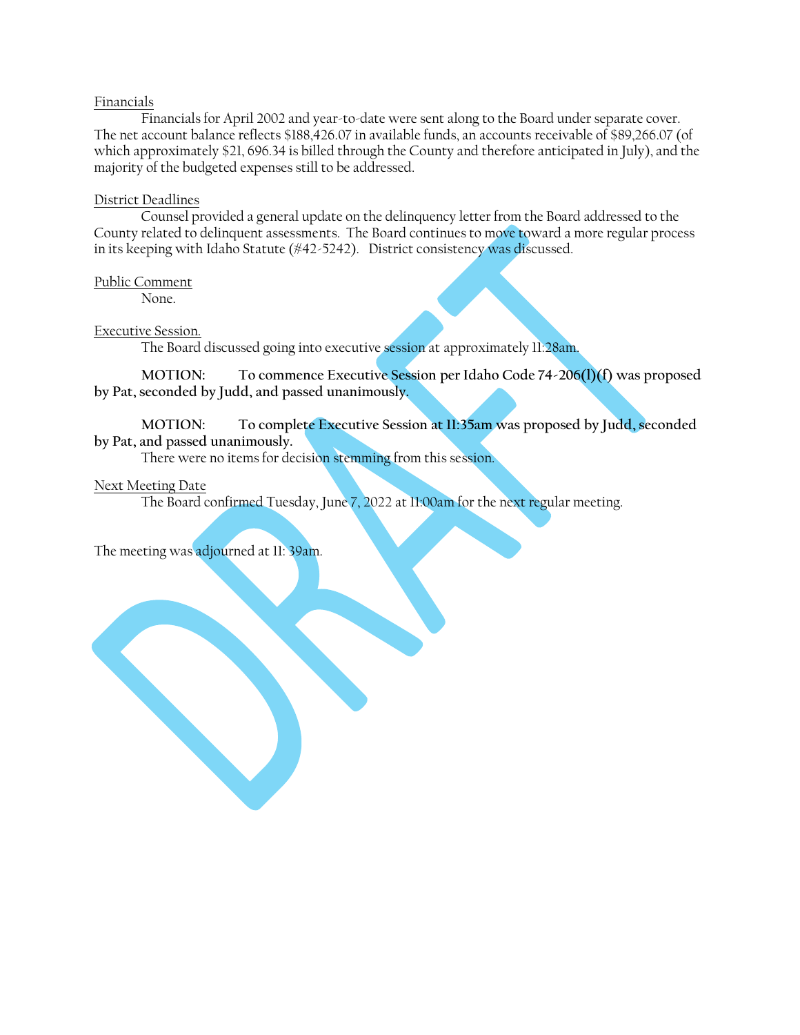Financials

Financials for April 2002 and year-to-date were sent along to the Board under separate cover. The net account balance reflects $188,426.07 in available funds, an accounts receivable of $89,266.07 (of which approximately $21, 696.34 is billed through the County and therefore anticipated in July), and the majority of the budgeted expenses still to be addressed.

District Deadlines

Counsel provided a general update on the delinquency letter from the Board addressed to the County related to delinquent assessments. The Board continues to move toward a more regular process in its keeping with Idaho Statute (#42-5242). District consistency was discussed.

Public Comment

None.

Executive Session.

The Board discussed going into executive session at approximately 11:28am.

**MOTION: To commence Executive Session per Idaho Code 74-206(l)(f) was proposed by Pat, seconded by Judd, and passed unanimously.**

**MOTION: To complete Executive Session at 11:35am was proposed by Judd, seconded by Pat, and passed unanimously.**

There were no items for decision stemming from this session.

Next Meeting Date

The Board confirmed Tuesday, June 7, 2022 at 11:00am for the next regular meeting.

The meeting was adjourned at 11: 39am.